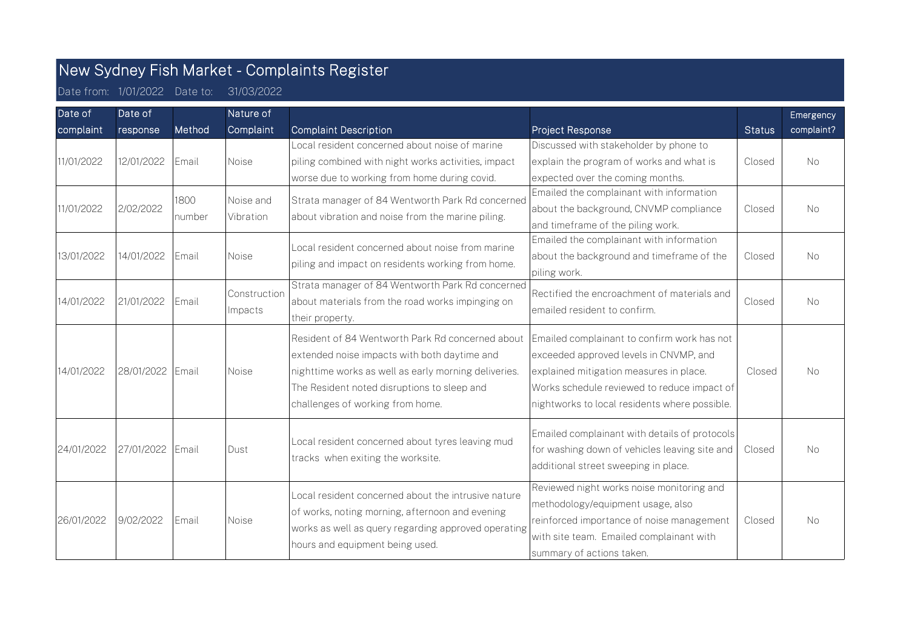# New Sydney Fish Market - Complaints Register

Date from: 1/01/2022 Date to: 31/03/2022

| Date of complaint | Date of response | Method | Nature of Complaint | Complaint Description | Project Response | Status | Emergency complaint? |
|---|---|---|---|---|---|---|---|
| 11/01/2022 | 12/01/2022 | Email | Noise | Local resident concerned about noise of marine piling combined with night works activities, impact worse due to working from home during covid. | Discussed with stakeholder by phone to explain the program of works and what is expected over the coming months. | Closed | No |
| 11/01/2022 | 2/02/2022 | 1800 number | Noise and Vibration | Strata manager of 84 Wentworth Park Rd concerned about vibration and noise from the marine piling. | Emailed the complainant with information about the background, CNVMP compliance and timeframe of the piling work. | Closed | No |
| 13/01/2022 | 14/01/2022 | Email | Noise | Local resident concerned about noise from marine piling and impact on residents working from home. | Emailed the complainant with information about the background and timeframe of the piling work. | Closed | No |
| 14/01/2022 | 21/01/2022 | Email | Construction Impacts | Strata manager of 84 Wentworth Park Rd concerned about materials from the road works impinging on their property. | Rectified the encroachment of materials and emailed resident to confirm. | Closed | No |
| 14/01/2022 | 28/01/2022 | Email | Noise | Resident of 84 Wentworth Park Rd concerned about extended noise impacts with both daytime and nighttime works as well as early morning deliveries. The Resident noted disruptions to sleep and challenges of working from home. | Emailed complainant to confirm work has not exceeded approved levels in CNVMP, and explained mitigation measures in place. Works schedule reviewed to reduce impact of nightworks to local residents where possible. | Closed | No |
| 24/01/2022 | 27/01/2022 | Email | Dust | Local resident concerned about tyres leaving mud tracks when exiting the worksite. | Emailed complainant with details of protocols for washing down of vehicles leaving site and additional street sweeping in place. | Closed | No |
| 26/01/2022 | 9/02/2022 | Email | Noise | Local resident concerned about the intrusive nature of works, noting morning, afternoon and evening works as well as query regarding approved operating hours and equipment being used. | Reviewed night works noise monitoring and methodology/equipment usage, also reinforced importance of noise management with site team. Emailed complainant with summary of actions taken. | Closed | No |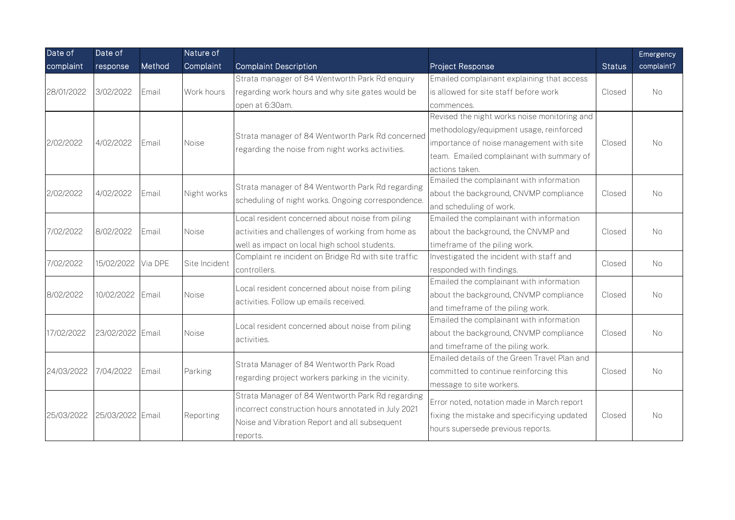| Date of complaint | Date of response | Method | Nature of Complaint | Complaint Description | Project Response | Status | Emergency complaint? |
|---|---|---|---|---|---|---|---|
| 28/01/2022 | 3/02/2022 | Email | Work hours | Strata manager of 84 Wentworth Park Rd enquiry regarding work hours and why site gates would be open at 6:30am. | Emailed complainant explaining that access is allowed for site staff before work commences. | Closed | No |
| 2/02/2022 | 4/02/2022 | Email | Noise | Strata manager of 84 Wentworth Park Rd concerned regarding the noise from night works activities. | Revised the night works noise monitoring and methodology/equipment usage, reinforced importance of noise management with site team. Emailed complainant with summary of actions taken. | Closed | No |
| 2/02/2022 | 4/02/2022 | Email | Night works | Strata manager of 84 Wentworth Park Rd regarding scheduling of night works. Ongoing correspondence. | Emailed the complainant with information about the background, CNVMP compliance and scheduling of work. | Closed | No |
| 7/02/2022 | 8/02/2022 | Email | Noise | Local resident concerned about noise from piling activities and challenges of working from home as well as impact on local high school students. | Emailed the complainant with information about the background, the CNVMP and timeframe of the piling work. | Closed | No |
| 7/02/2022 | 15/02/2022 | Via DPE | Site Incident | Complaint re incident on Bridge Rd with site traffic controllers. | Investigated the incident with staff and responded with findings. | Closed | No |
| 8/02/2022 | 10/02/2022 | Email | Noise | Local resident concerned about noise from piling activities. Follow up emails received. | Emailed the complainant with information about the background, CNVMP compliance and timeframe of the piling work. | Closed | No |
| 17/02/2022 | 23/02/2022 | Email | Noise | Local resident concerned about noise from piling activities. | Emailed the complainant with information about the background, CNVMP compliance and timeframe of the piling work. | Closed | No |
| 24/03/2022 | 7/04/2022 | Email | Parking | Strata Manager of 84 Wentworth Park Road regarding project workers parking in the vicinity. | Emailed details of the Green Travel Plan and committed to continue reinforcing this message to site workers. | Closed | No |
| 25/03/2022 | 25/03/2022 | Email | Reporting | Strata Manager of 84 Wentworth Park Rd regarding incorrect construction hours annotated in July 2021 Noise and Vibration Report and all subsequent reports. | Error noted, notation made in March report fixing the mistake and specificying updated hours supersede previous reports. | Closed | No |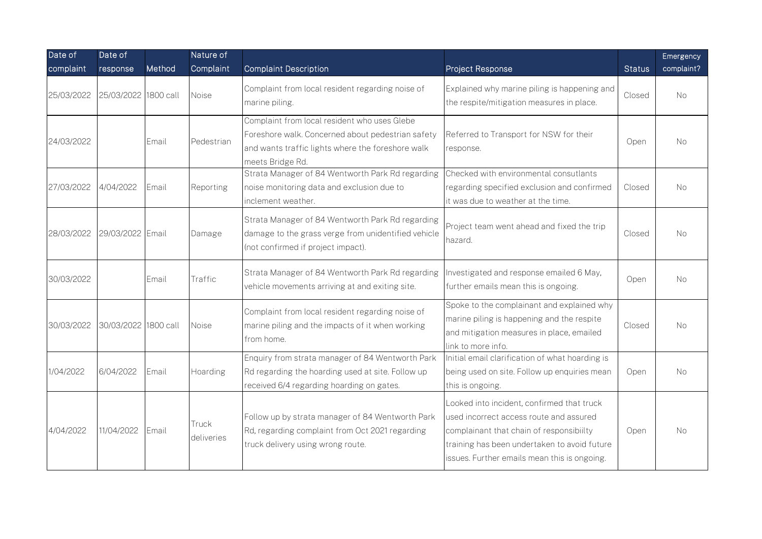| Date of complaint | Date of response | Method | Nature of Complaint | Complaint Description | Project Response | Status | Emergency complaint? |
|---|---|---|---|---|---|---|---|
| 25/03/2022 | 25/03/2022 | 1800 call | Noise | Complaint from local resident regarding noise of marine piling. | Explained why marine piling is happening and the respite/mitigation measures in place. | Closed | No |
| 24/03/2022 | | Email | Pedestrian | Complaint from local resident who uses Glebe Foreshore walk. Concerned about pedestrian safety and wants traffic lights where the foreshore walk meets Bridge Rd. | Referred to Transport for NSW for their response. | Open | No |
| 27/03/2022 | 4/04/2022 | Email | Reporting | Strata Manager of 84 Wentworth Park Rd regarding noise monitoring data and exclusion due to inclement weather. | Checked with environmental consutlants regarding specified exclusion and confirmed it was due to weather at the time. | Closed | No |
| 28/03/2022 | 29/03/2022 | Email | Damage | Strata Manager of 84 Wentworth Park Rd regarding damage to the grass verge from unidentified vehicle (not confirmed if project impact). | Project team went ahead and fixed the trip hazard. | Closed | No |
| 30/03/2022 | | Email | Traffic | Strata Manager of 84 Wentworth Park Rd regarding vehicle movements arriving at and exiting site. | Investigated and response emailed 6 May, further emails mean this is ongoing. | Open | No |
| 30/03/2022 | 30/03/2022 | 1800 call | Noise | Complaint from local resident regarding noise of marine piling and the impacts of it when working from home. | Spoke to the complainant and explained why marine piling is happening and the respite and mitigation measures in place, emailed link to more info. | Closed | No |
| 1/04/2022 | 6/04/2022 | Email | Hoarding | Enquiry from strata manager of 84 Wentworth Park Rd regarding the hoarding used at site. Follow up received 6/4 regarding hoarding on gates. | Initial email clarification of what hoarding is being used on site. Follow up enquiries mean this is ongoing. | Open | No |
| 4/04/2022 | 11/04/2022 | Email | Truck deliveries | Follow up by strata manager of 84 Wentworth Park Rd, regarding complaint from Oct 2021 regarding truck delivery using wrong route. | Looked into incident, confirmed that truck used incorrect access route and assured complainant that chain of responsibiilty training has been undertaken to avoid future issues. Further emails mean this is ongoing. | Open | No |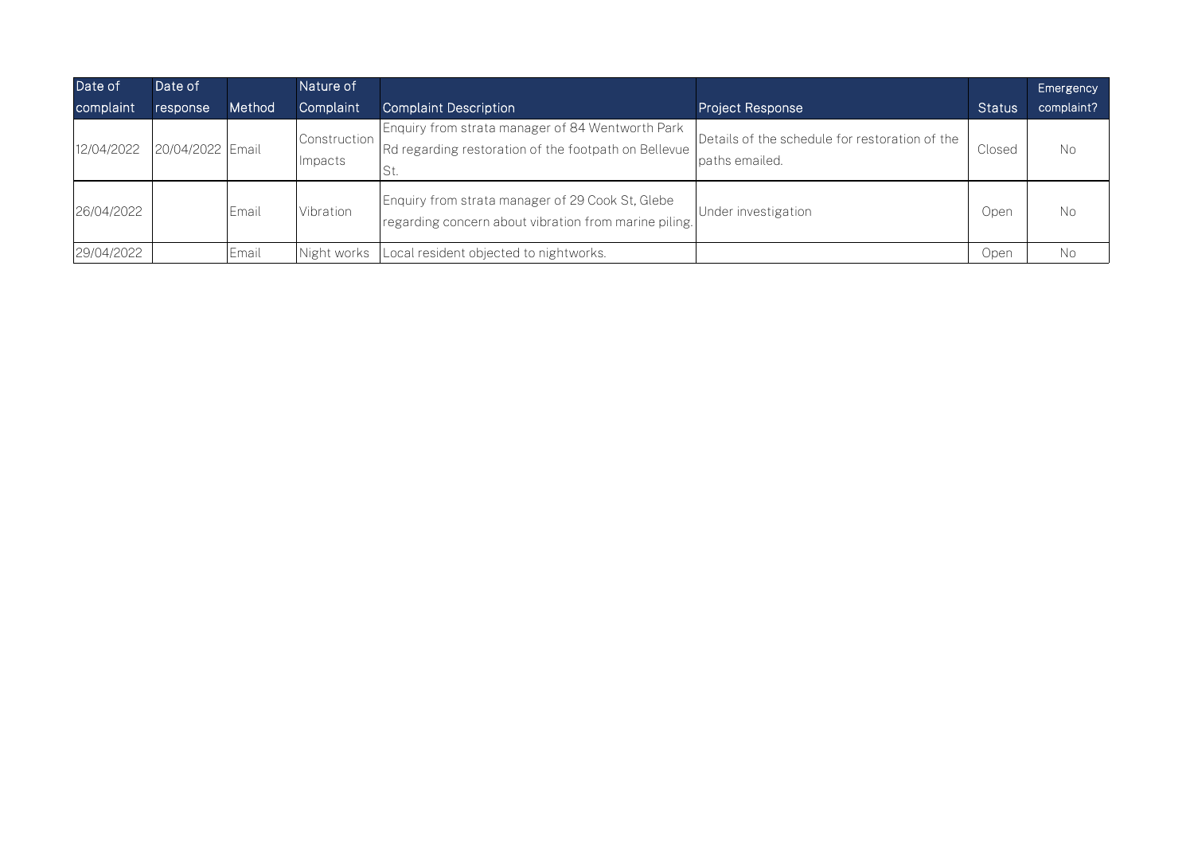| Date of complaint | Date of response | Method | Nature of Complaint | Complaint Description | Project Response | Status | Emergency complaint? |
|---|---|---|---|---|---|---|---|
| 12/04/2022 | 20/04/2022 | Email | Construction Impacts | Enquiry from strata manager of 84 Wentworth Park Rd regarding restoration of the footpath on Bellevue St. | Details of the schedule for restoration of the paths emailed. | Closed | No |
| 26/04/2022 | | Email | Vibration | Enquiry from strata manager of 29 Cook St, Glebe regarding concern about vibration from marine piling. | Under investigation | Open | No |
| 29/04/2022 | | Email | Night works | Local resident objected to nightworks. | | Open | No |